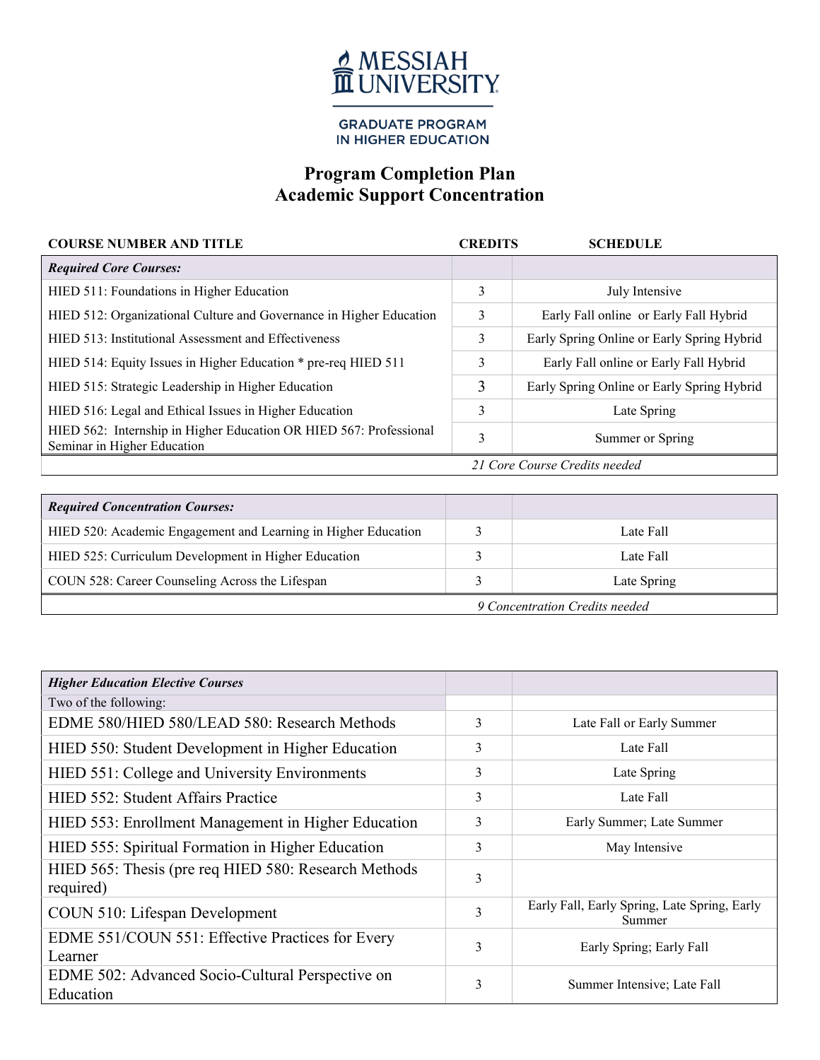MESSIAH UNIVERSITY

GRADUATE PROGRAM IN HIGHER EDUCATION

# Program Completion Plan
# Academic Support Concentration

| COURSE NUMBER AND TITLE | CREDITS | SCHEDULE |
|---|---|---|
| ***Required Core Courses:*** | | |
| HIED 511: Foundations in Higher Education | 3 | July Intensive |
| HIED 512: Organizational Culture and Governance in Higher Education | 3 | Early Fall online or Early Fall Hybrid |
| HIED 513: Institutional Assessment and Effectiveness | 3 | Early Spring Online or Early Spring Hybrid |
| HIED 514: Equity Issues in Higher Education * pre-req HIED 511 | 3 | Early Fall online or Early Fall Hybrid |
| HIED 515: Strategic Leadership in Higher Education | 3 | Early Spring Online or Early Spring Hybrid |
| HIED 516: Legal and Ethical Issues in Higher Education | 3 | Late Spring |
| HIED 562: Internship in Higher Education OR HIED 567: Professional Seminar in Higher Education | 3 | Summer or Spring |
| *21 Core Course Credits needed* | | |

| | | |
|---|---|---|
| ***Required Concentration Courses:*** | | |
| HIED 520: Academic Engagement and Learning in Higher Education | 3 | Late Fall |
| HIED 525: Curriculum Development in Higher Education | 3 | Late Fall |
| COUN 528: Career Counseling Across the Lifespan | 3 | Late Spring |
| *9 Concentration Credits needed* | | |

| | | |
|---|---|---|
| ***Higher Education Elective Courses*** | | |
| Two of the following: | | |
| EDME 580/HIED 580/LEAD 580: Research Methods | 3 | Late Fall or Early Summer |
| HIED 550: Student Development in Higher Education | 3 | Late Fall |
| HIED 551: College and University Environments | 3 | Late Spring |
| HIED 552: Student Affairs Practice | 3 | Late Fall |
| HIED 553: Enrollment Management in Higher Education | 3 | Early Summer; Late Summer |
| HIED 555: Spiritual Formation in Higher Education | 3 | May Intensive |
| HIED 565: Thesis (pre req HIED 580: Research Methods required) | 3 | |
| COUN 510: Lifespan Development | 3 | Early Fall, Early Spring, Late Spring, Early Summer |
| EDME 551/COUN 551: Effective Practices for Every Learner | 3 | Early Spring; Early Fall |
| EDME 502: Advanced Socio-Cultural Perspective on Education | 3 | Summer Intensive; Late Fall |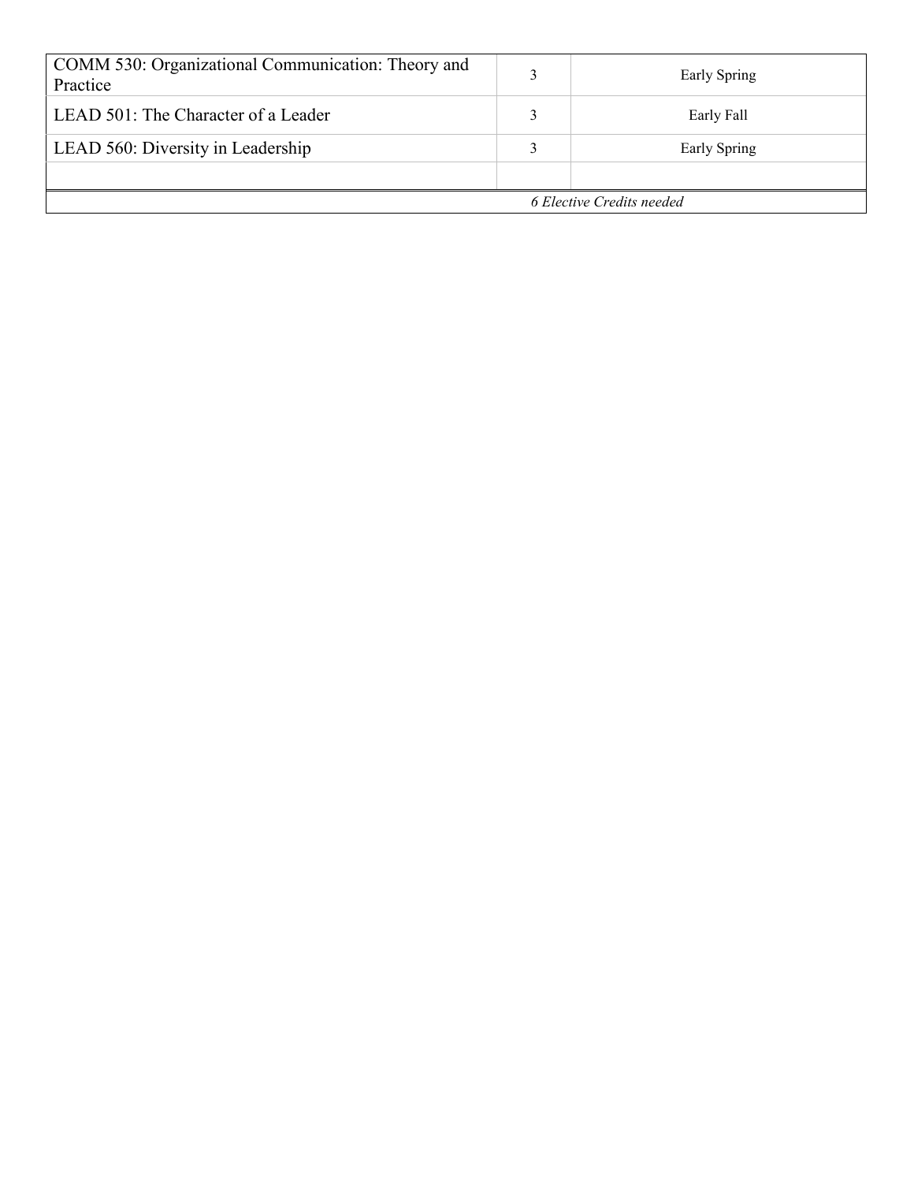| | | |
|---|---|---|
| COMM 530: Organizational Communication: Theory and Practice | 3 | Early Spring |
| LEAD 501: The Character of a Leader | 3 | Early Fall |
| LEAD 560: Diversity in Leadership | 3 | Early Spring |
| | | |
| *6 Elective Credits needed* | | |